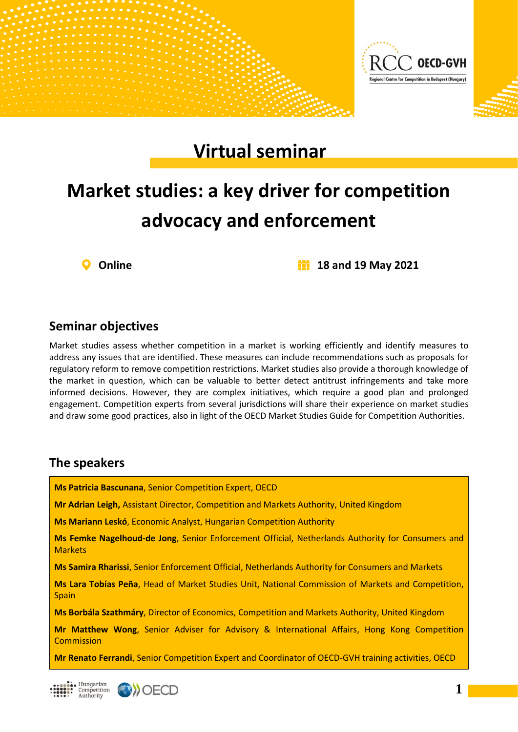# Virtual seminar

# Market studies: a key driver for competition advocacy and enforcement

**Online** | **18 and 19 May 2021**

## Seminar objectives

Market studies assess whether competition in a market is working efficiently and identify measures to address any issues that are identified. These measures can include recommendations such as proposals for regulatory reform to remove competition restrictions. Market studies also provide a thorough knowledge of the market in question, which can be valuable to better detect antitrust infringements and take more informed decisions. However, they are complex initiatives, which require a good plan and prolonged engagement. Competition experts from several jurisdictions will share their experience on market studies and draw some good practices, also in light of the OECD Market Studies Guide for Competition Authorities.

## The speakers

**Ms Patricia Bascunana**, Senior Competition Expert, OECD

**Mr Adrian Leigh,** Assistant Director, Competition and Markets Authority, United Kingdom

**Ms Mariann Leskó**, Economic Analyst, Hungarian Competition Authority

**Ms Femke Nagelhoud-de Jong**, Senior Enforcement Official, Netherlands Authority for Consumers and Markets

**Ms Samira Rharissi**, Senior Enforcement Official, Netherlands Authority for Consumers and Markets

**Ms Lara Tobías Peña**, Head of Market Studies Unit, National Commission of Markets and Competition, Spain

**Ms Borbála Szathmáry**, Director of Economics, Competition and Markets Authority, United Kingdom

**Mr Matthew Wong**, Senior Adviser for Advisory & International Affairs, Hong Kong Competition Commission

**Mr Renato Ferrandi**, Senior Competition Expert and Coordinator of OECD-GVH training activities, OECD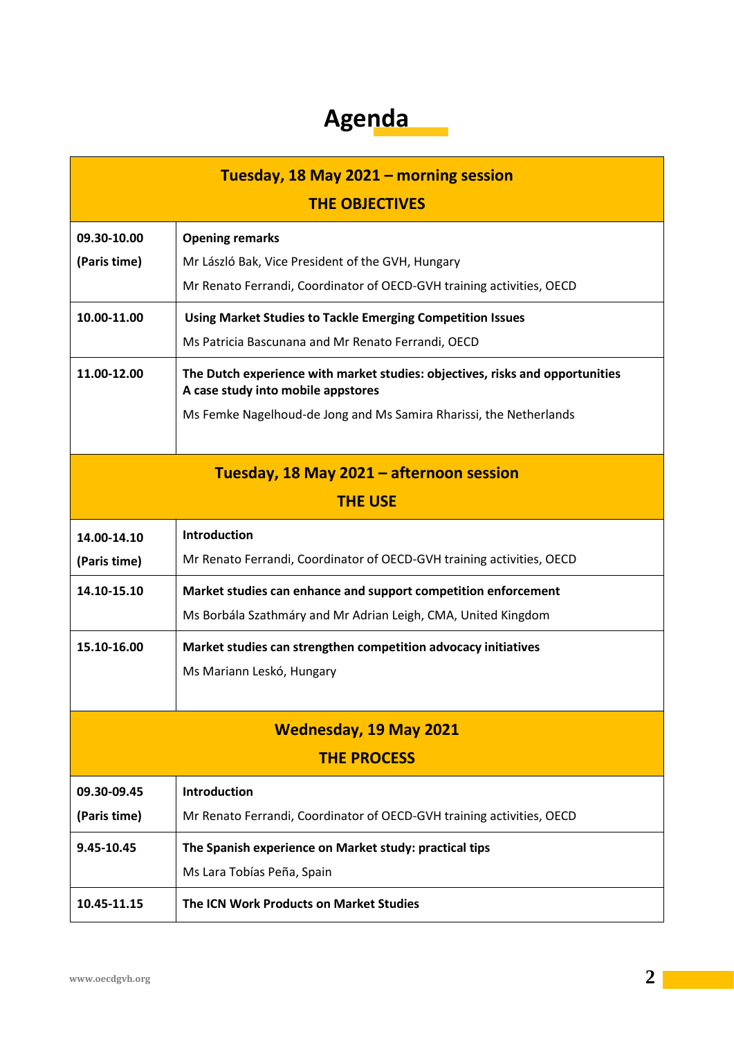# Agenda

| Tuesday, 18 May 2021 – morning session<br>THE OBJECTIVES | |
|---|---|
| **09.30-10.00**<br>**(Paris time)** | **Opening remarks**<br>Mr László Bak, Vice President of the GVH, Hungary<br>Mr Renato Ferrandi, Coordinator of OECD-GVH training activities, OECD |
| **10.00-11.00** | **Using Market Studies to Tackle Emerging Competition Issues**<br>Ms Patricia Bascunana and Mr Renato Ferrandi, OECD |
| **11.00-12.00** | **The Dutch experience with market studies: objectives, risks and opportunities A case study into mobile appstores**<br>Ms Femke Nagelhoud-de Jong and Ms Samira Rharissi, the Netherlands |
| **Tuesday, 18 May 2021 – afternoon session<br>THE USE** | |
| **14.00-14.10**<br>**(Paris time)** | **Introduction**<br>Mr Renato Ferrandi, Coordinator of OECD-GVH training activities, OECD |
| **14.10-15.10** | **Market studies can enhance and support competition enforcement**<br>Ms Borbála Szathmáry and Mr Adrian Leigh, CMA, United Kingdom |
| **15.10-16.00** | **Market studies can strengthen competition advocacy initiatives**<br>Ms Mariann Leskó, Hungary |
| **Wednesday, 19 May 2021<br>THE PROCESS** | |
| **09.30-09.45**<br>**(Paris time)** | **Introduction**<br>Mr Renato Ferrandi, Coordinator of OECD-GVH training activities, OECD |
| **9.45-10.45** | **The Spanish experience on Market study: practical tips**<br>Ms Lara Tobías Peña, Spain |
| **10.45-11.15** | **The ICN Work Products on Market Studies** |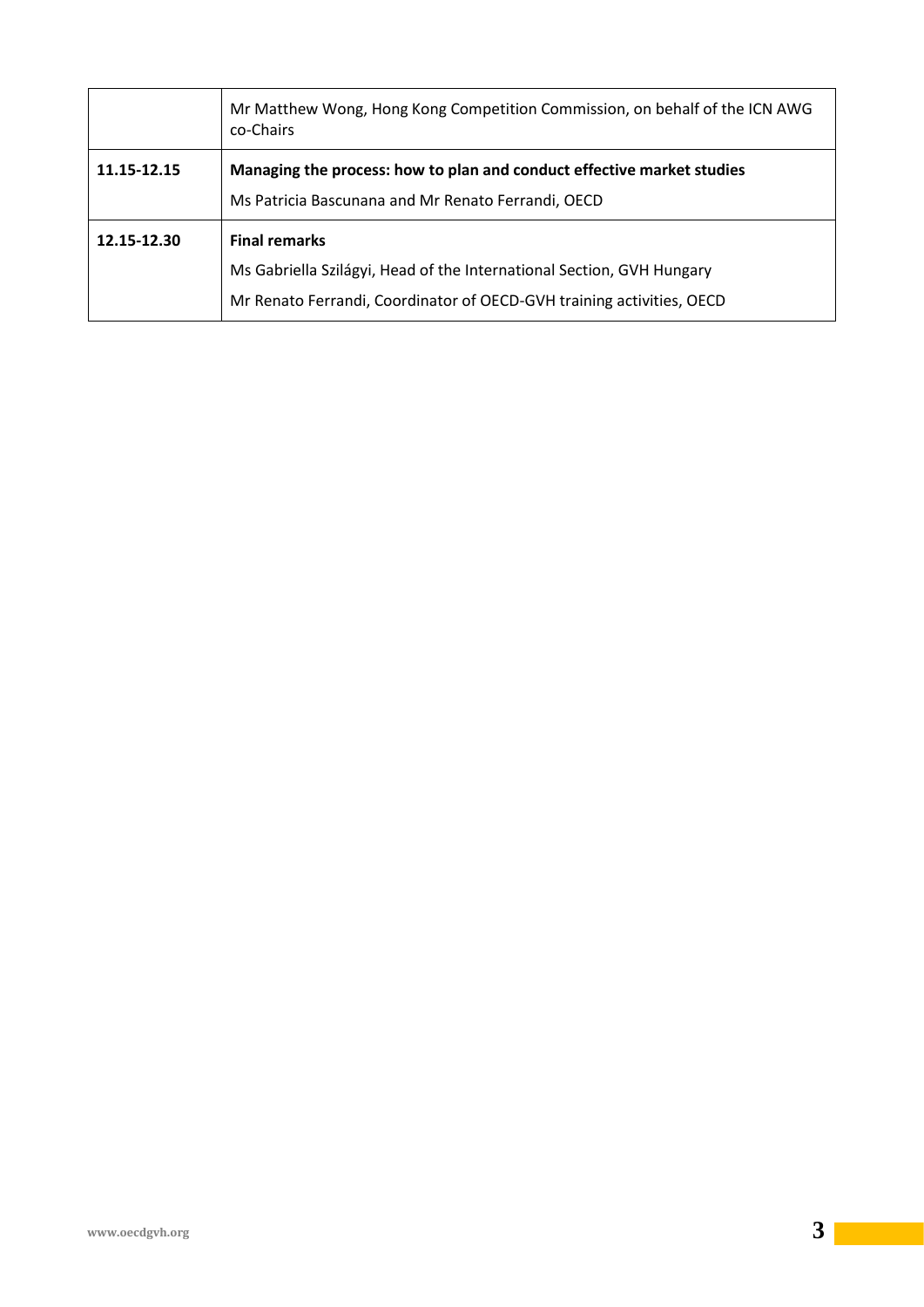| | |
|---|---|
| | Mr Matthew Wong, Hong Kong Competition Commission, on behalf of the ICN AWG co-Chairs |
| **11.15-12.15** | **Managing the process: how to plan and conduct effective market studies**<br>Ms Patricia Bascunana and Mr Renato Ferrandi, OECD |
| **12.15-12.30** | **Final remarks**<br>Ms Gabriella Szilágyi, Head of the International Section, GVH Hungary<br>Mr Renato Ferrandi, Coordinator of OECD-GVH training activities, OECD |